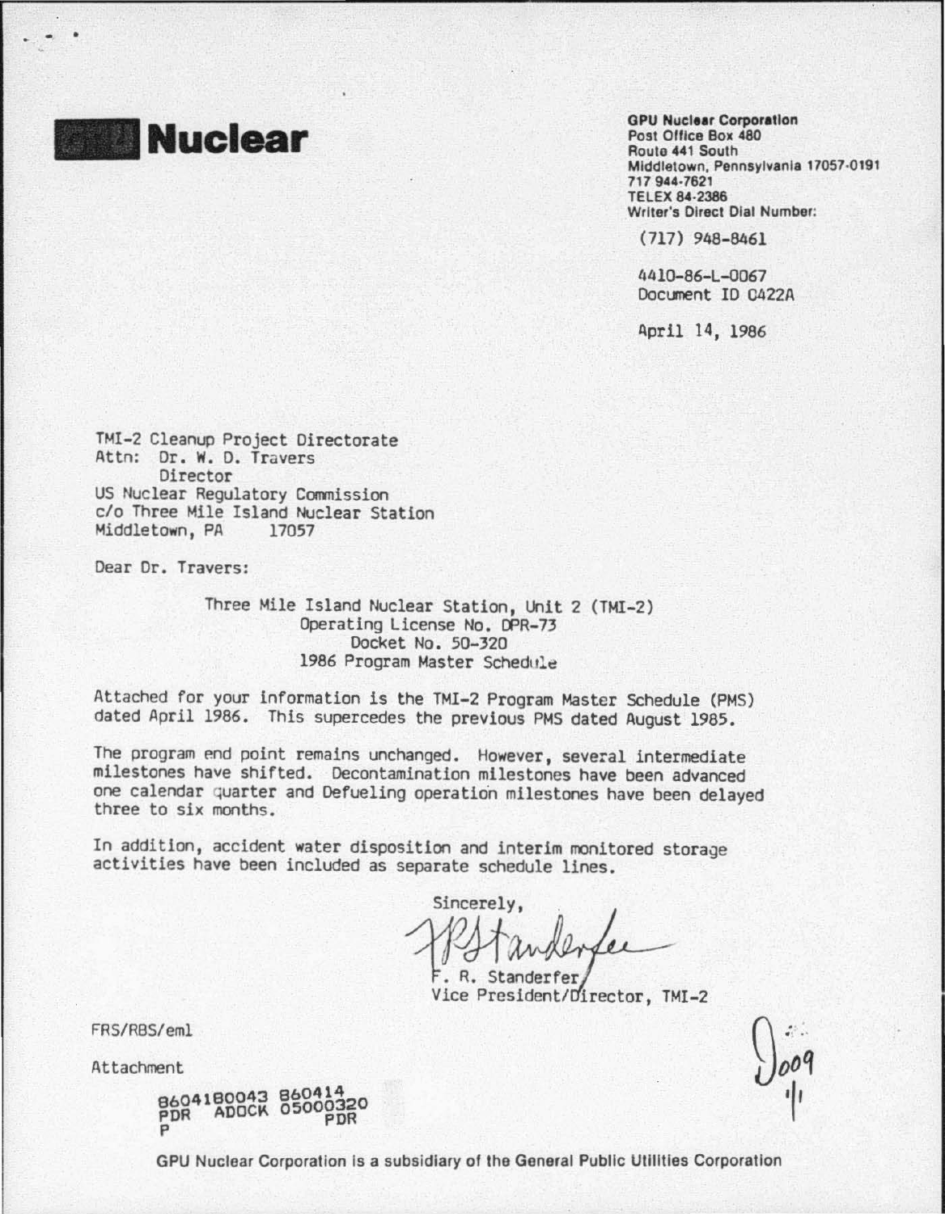**Nuclear**

**GPU Nuclear Corporation**
Post Office Box 480
Route 441 South
Middletown, Pennsylvania 17057-0191
717 944-7621
TELEX 84-2386
Writer's Direct Dial Number:

(717) 948-8461

4410-86-L-0067
Document ID 0422A

April 14, 1986

TMI-2 Cleanup Project Directorate
Attn: Dr. W. D. Travers
Director
US Nuclear Regulatory Commission
c/o Three Mile Island Nuclear Station
Middletown, PA 17057

Dear Dr. Travers:

Three Mile Island Nuclear Station, Unit 2 (TMI-2)
Operating License No. DPR-73
Docket No. 50-320
1986 Program Master Schedule

Attached for your information is the TMI-2 Program Master Schedule (PMS) dated April 1986. This supercedes the previous PMS dated August 1985.

The program end point remains unchanged. However, several intermediate milestones have shifted. Decontamination milestones have been advanced one calendar quarter and Defueling operation milestones have been delayed three to six months.

In addition, accident water disposition and interim monitored storage activities have been included as separate schedule lines.

Sincerely,

F. R. Standerfer
Vice President/Director, TMI-2

FRS/RBS/eml

Attachment

8604180043 860414
PDR ADOCK 05000320
P PDR

GPU Nuclear Corporation is a subsidiary of the General Public Utilities Corporation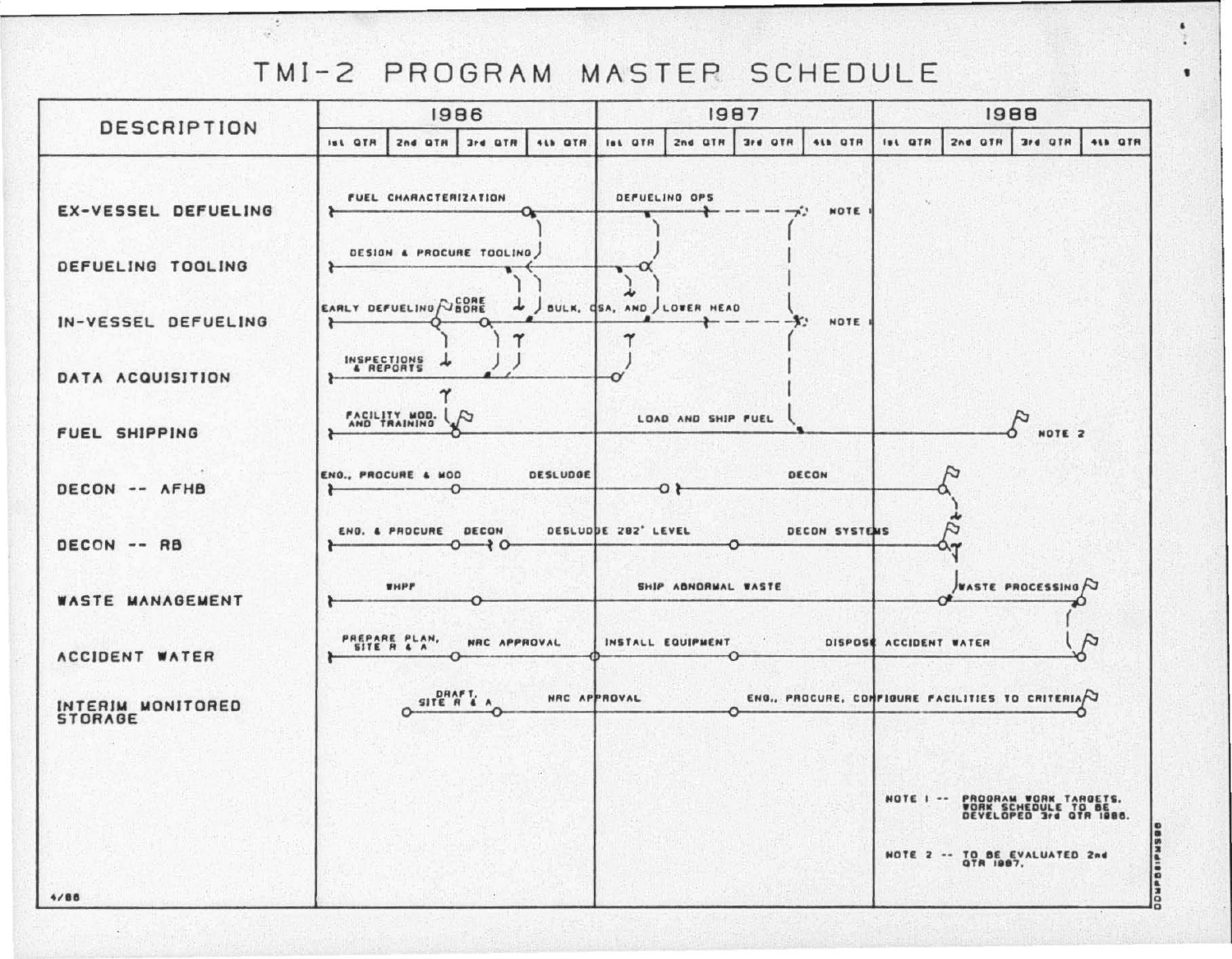# TMI-2 PROGRAM MASTER SCHEDULE

DESCRIPTION

1986: 1st QTR, 2nd QTR, 3rd QTR, 4th QTR
1987: 1st QTR, 2nd QTR, 3rd QTR, 4th QTR
1988: 1st QTR, 2nd QTR, 3rd QTR, 4th QTR

EX-VESSEL DEFUELING
FUEL CHARACTERIZATION
DEFUELING OPS
NOTE 1

DEFUELING TOOLING
DESIGN & PROCURE TOOLING

IN-VESSEL DEFUELING
EARLY DEFUELING
CORE BORE
BULK, CSA, AND LOWER HEAD
NOTE 1

DATA ACQUISITION
INSPECTIONS & REPORTS

FUEL SHIPPING
FACILITY MOD. AND TRAINING
LOAD AND SHIP FUEL
NOTE 2

DECON -- AFHB
ENG., PROCURE & MOD
DESLUDGE
DECON

DECON -- RB
ENG. & PROCURE
DECON
DESLUDGE 282' LEVEL
DECON SYSTEMS

WASTE MANAGEMENT
WHPF
SHIP ABNORMAL WASTE
WASTE PROCESSING

ACCIDENT WATER
PREPARE PLAN, SITE R & A
NRC APPROVAL
INSTALL EQUIPMENT
DISPOSE ACCIDENT WATER

INTERIM MONITORED STORAGE
DRAFT, SITE R & A
NRC APPROVAL
ENG., PROCURE, CONFIGURE FACILITIES TO CRITERIA

NOTE 1 -- PROGRAM WORK TARGETS. WORK SCHEDULE TO BE DEVELOPED 3rd QTR 1986.

NOTE 2 -- TO BE EVALUATED 2nd QTR 1987.

4/86